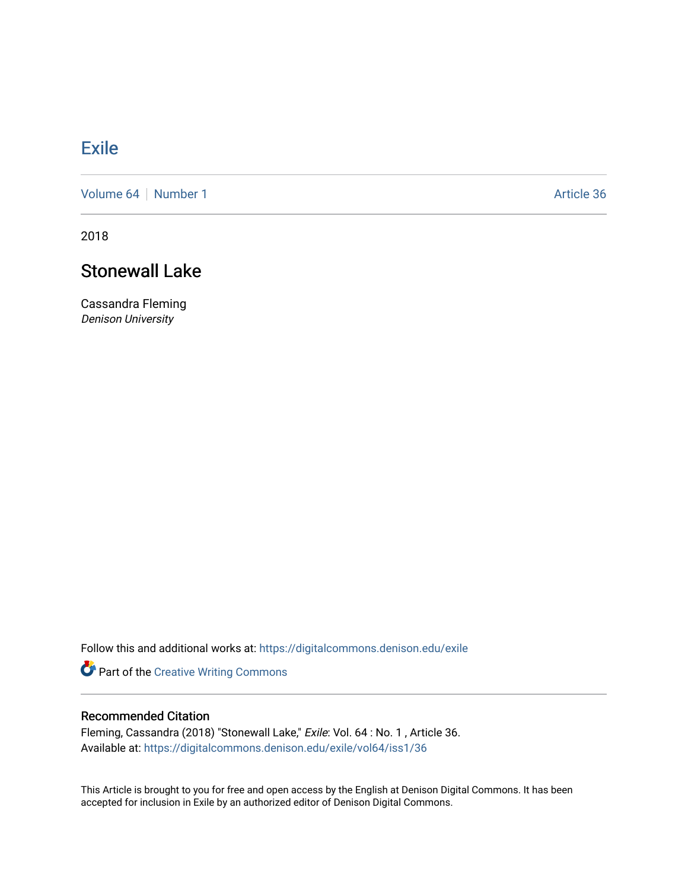# Exile

Volume 64 | Number 1 Article 36

2018

## Stonewall Lake

Cassandra Fleming
*Denison University*

Follow this and additional works at: https://digitalcommons.denison.edu/exile

Part of the Creative Writing Commons

### Recommended Citation

Fleming, Cassandra (2018) "Stonewall Lake," *Exile*: Vol. 64 : No. 1 , Article 36.
Available at: https://digitalcommons.denison.edu/exile/vol64/iss1/36

This Article is brought to you for free and open access by the English at Denison Digital Commons. It has been accepted for inclusion in Exile by an authorized editor of Denison Digital Commons.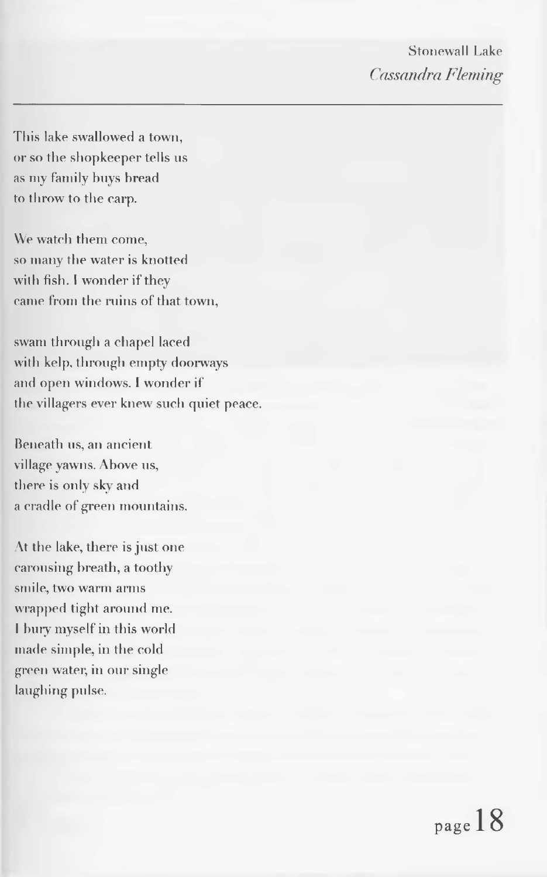## Stonewall Lake

*Cassandra Fleming*

---

This lake swallowed a town,
or so the shopkeeper tells us
as my family buys bread
to throw to the carp.

We watch them come,
so many the water is knotted
with fish. I wonder if they
came from the ruins of that town,

swam through a chapel laced
with kelp, through empty doorways
and open windows. I wonder if
the villagers ever knew such quiet peace.

Beneath us, an ancient
village yawns. Above us,
there is only sky and
a cradle of green mountains.

At the lake, there is just one
carousing breath, a toothy
smile, two warm arms
wrapped tight around me.
I bury myself in this world
made simple, in the cold
green water, in our single
laughing pulse.